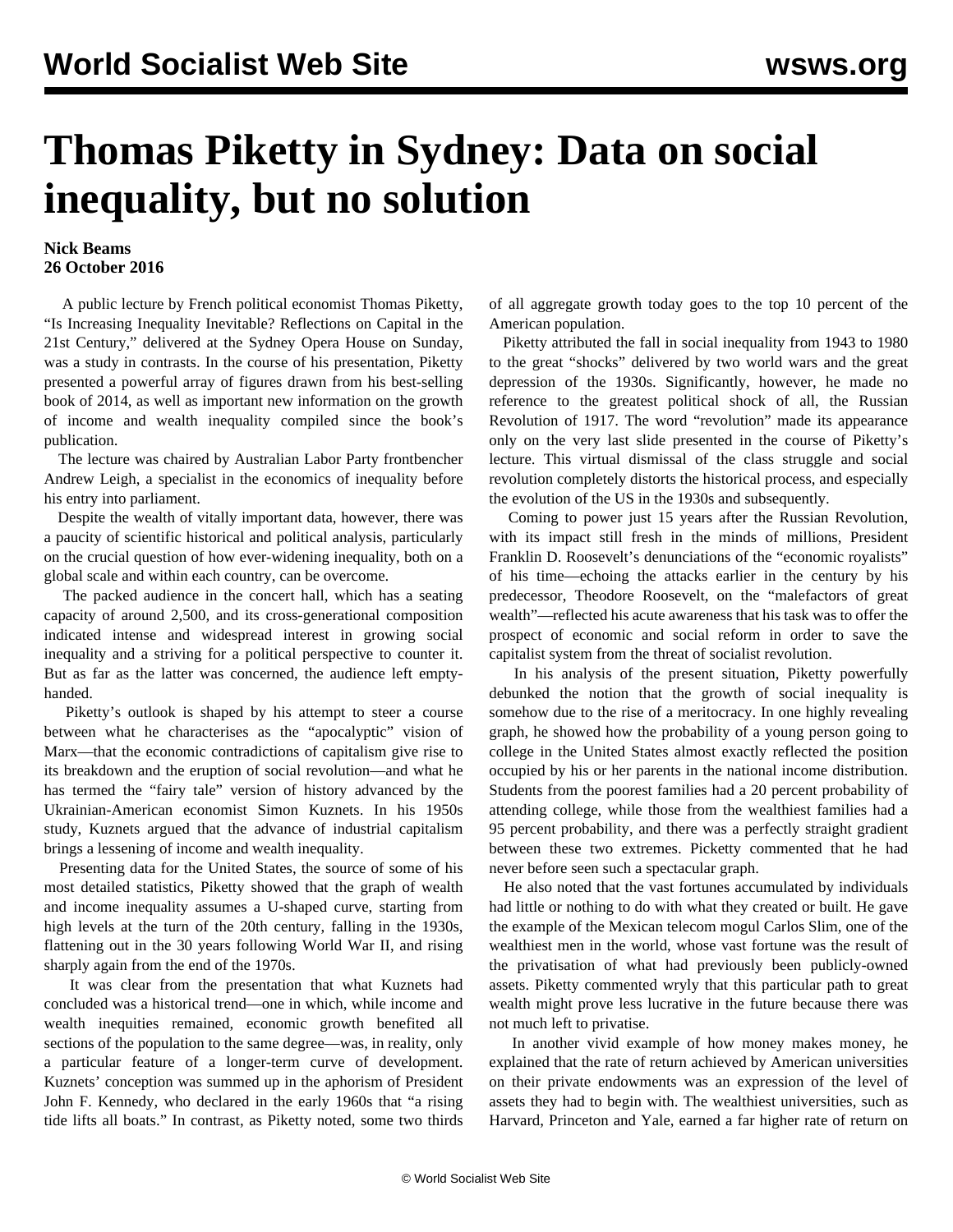# Thomas Piketty in Sydney: Data on social inequality, but no solution

**Nick Beams**
**26 October 2016**

A public lecture by French political economist Thomas Piketty, "Is Increasing Inequality Inevitable? Reflections on Capital in the 21st Century," delivered at the Sydney Opera House on Sunday, was a study in contrasts. In the course of his presentation, Piketty presented a powerful array of figures drawn from his best-selling book of 2014, as well as important new information on the growth of income and wealth inequality compiled since the book's publication.

The lecture was chaired by Australian Labor Party frontbencher Andrew Leigh, a specialist in the economics of inequality before his entry into parliament.

Despite the wealth of vitally important data, however, there was a paucity of scientific historical and political analysis, particularly on the crucial question of how ever-widening inequality, both on a global scale and within each country, can be overcome.

The packed audience in the concert hall, which has a seating capacity of around 2,500, and its cross-generational composition indicated intense and widespread interest in growing social inequality and a striving for a political perspective to counter it. But as far as the latter was concerned, the audience left empty-handed.

Piketty's outlook is shaped by his attempt to steer a course between what he characterises as the "apocalyptic" vision of Marx—that the economic contradictions of capitalism give rise to its breakdown and the eruption of social revolution—and what he has termed the "fairy tale" version of history advanced by the Ukrainian-American economist Simon Kuznets. In his 1950s study, Kuznets argued that the advance of industrial capitalism brings a lessening of income and wealth inequality.

Presenting data for the United States, the source of some of his most detailed statistics, Piketty showed that the graph of wealth and income inequality assumes a U-shaped curve, starting from high levels at the turn of the 20th century, falling in the 1930s, flattening out in the 30 years following World War II, and rising sharply again from the end of the 1970s.

It was clear from the presentation that what Kuznets had concluded was a historical trend—one in which, while income and wealth inequities remained, economic growth benefited all sections of the population to the same degree—was, in reality, only a particular feature of a longer-term curve of development. Kuznets' conception was summed up in the aphorism of President John F. Kennedy, who declared in the early 1960s that "a rising tide lifts all boats." In contrast, as Piketty noted, some two thirds of all aggregate growth today goes to the top 10 percent of the American population.

Piketty attributed the fall in social inequality from 1943 to 1980 to the great "shocks" delivered by two world wars and the great depression of the 1930s. Significantly, however, he made no reference to the greatest political shock of all, the Russian Revolution of 1917. The word "revolution" made its appearance only on the very last slide presented in the course of Piketty's lecture. This virtual dismissal of the class struggle and social revolution completely distorts the historical process, and especially the evolution of the US in the 1930s and subsequently.

Coming to power just 15 years after the Russian Revolution, with its impact still fresh in the minds of millions, President Franklin D. Roosevelt's denunciations of the "economic royalists" of his time—echoing the attacks earlier in the century by his predecessor, Theodore Roosevelt, on the "malefactors of great wealth"—reflected his acute awareness that his task was to offer the prospect of economic and social reform in order to save the capitalist system from the threat of socialist revolution.

In his analysis of the present situation, Piketty powerfully debunked the notion that the growth of social inequality is somehow due to the rise of a meritocracy. In one highly revealing graph, he showed how the probability of a young person going to college in the United States almost exactly reflected the position occupied by his or her parents in the national income distribution. Students from the poorest families had a 20 percent probability of attending college, while those from the wealthiest families had a 95 percent probability, and there was a perfectly straight gradient between these two extremes. Picketty commented that he had never before seen such a spectacular graph.

He also noted that the vast fortunes accumulated by individuals had little or nothing to do with what they created or built. He gave the example of the Mexican telecom mogul Carlos Slim, one of the wealthiest men in the world, whose vast fortune was the result of the privatisation of what had previously been publicly-owned assets. Piketty commented wryly that this particular path to great wealth might prove less lucrative in the future because there was not much left to privatise.

In another vivid example of how money makes money, he explained that the rate of return achieved by American universities on their private endowments was an expression of the level of assets they had to begin with. The wealthiest universities, such as Harvard, Princeton and Yale, earned a far higher rate of return on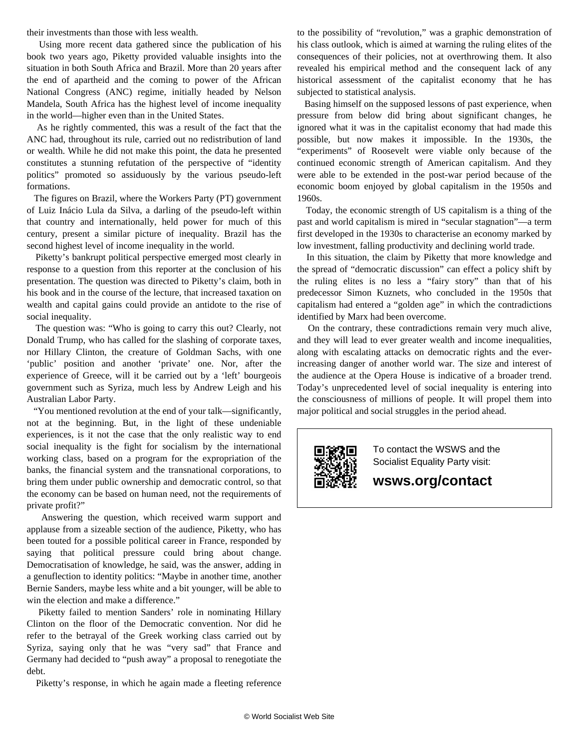their investments than those with less wealth.

Using more recent data gathered since the publication of his book two years ago, Piketty provided valuable insights into the situation in both South Africa and Brazil. More than 20 years after the end of apartheid and the coming to power of the African National Congress (ANC) regime, initially headed by Nelson Mandela, South Africa has the highest level of income inequality in the world—higher even than in the United States.

As he rightly commented, this was a result of the fact that the ANC had, throughout its rule, carried out no redistribution of land or wealth. While he did not make this point, the data he presented constitutes a stunning refutation of the perspective of "identity politics" promoted so assiduously by the various pseudo-left formations.

The figures on Brazil, where the Workers Party (PT) government of Luiz Inácio Lula da Silva, a darling of the pseudo-left within that country and internationally, held power for much of this century, present a similar picture of inequality. Brazil has the second highest level of income inequality in the world.

Piketty's bankrupt political perspective emerged most clearly in response to a question from this reporter at the conclusion of his presentation. The question was directed to Piketty's claim, both in his book and in the course of the lecture, that increased taxation on wealth and capital gains could provide an antidote to the rise of social inequality.

The question was: "Who is going to carry this out? Clearly, not Donald Trump, who has called for the slashing of corporate taxes, nor Hillary Clinton, the creature of Goldman Sachs, with one 'public' position and another 'private' one. Nor, after the experience of Greece, will it be carried out by a 'left' bourgeois government such as Syriza, much less by Andrew Leigh and his Australian Labor Party.

"You mentioned revolution at the end of your talk—significantly, not at the beginning. But, in the light of these undeniable experiences, is it not the case that the only realistic way to end social inequality is the fight for socialism by the international working class, based on a program for the expropriation of the banks, the financial system and the transnational corporations, to bring them under public ownership and democratic control, so that the economy can be based on human need, not the requirements of private profit?"

Answering the question, which received warm support and applause from a sizeable section of the audience, Piketty, who has been touted for a possible political career in France, responded by saying that political pressure could bring about change. Democratisation of knowledge, he said, was the answer, adding in a genuflection to identity politics: "Maybe in another time, another Bernie Sanders, maybe less white and a bit younger, will be able to win the election and make a difference."

Piketty failed to mention Sanders' role in nominating Hillary Clinton on the floor of the Democratic convention. Nor did he refer to the betrayal of the Greek working class carried out by Syriza, saying only that he was "very sad" that France and Germany had decided to "push away" a proposal to renegotiate the debt.

Piketty's response, in which he again made a fleeting reference to the possibility of "revolution," was a graphic demonstration of his class outlook, which is aimed at warning the ruling elites of the consequences of their policies, not at overthrowing them. It also revealed his empirical method and the consequent lack of any historical assessment of the capitalist economy that he has subjected to statistical analysis.

Basing himself on the supposed lessons of past experience, when pressure from below did bring about significant changes, he ignored what it was in the capitalist economy that had made this possible, but now makes it impossible. In the 1930s, the "experiments" of Roosevelt were viable only because of the continued economic strength of American capitalism. And they were able to be extended in the post-war period because of the economic boom enjoyed by global capitalism in the 1950s and 1960s.

Today, the economic strength of US capitalism is a thing of the past and world capitalism is mired in "secular stagnation"—a term first developed in the 1930s to characterise an economy marked by low investment, falling productivity and declining world trade.

In this situation, the claim by Piketty that more knowledge and the spread of "democratic discussion" can effect a policy shift by the ruling elites is no less a "fairy story" than that of his predecessor Simon Kuznets, who concluded in the 1950s that capitalism had entered a "golden age" in which the contradictions identified by Marx had been overcome.

On the contrary, these contradictions remain very much alive, and they will lead to ever greater wealth and income inequalities, along with escalating attacks on democratic rights and the ever-increasing danger of another world war. The size and interest of the audience at the Opera House is indicative of a broader trend. Today's unprecedented level of social inequality is entering into the consciousness of millions of people. It will propel them into major political and social struggles in the period ahead.

To contact the WSWS and the Socialist Equality Party visit:

**wsws.org/contact**